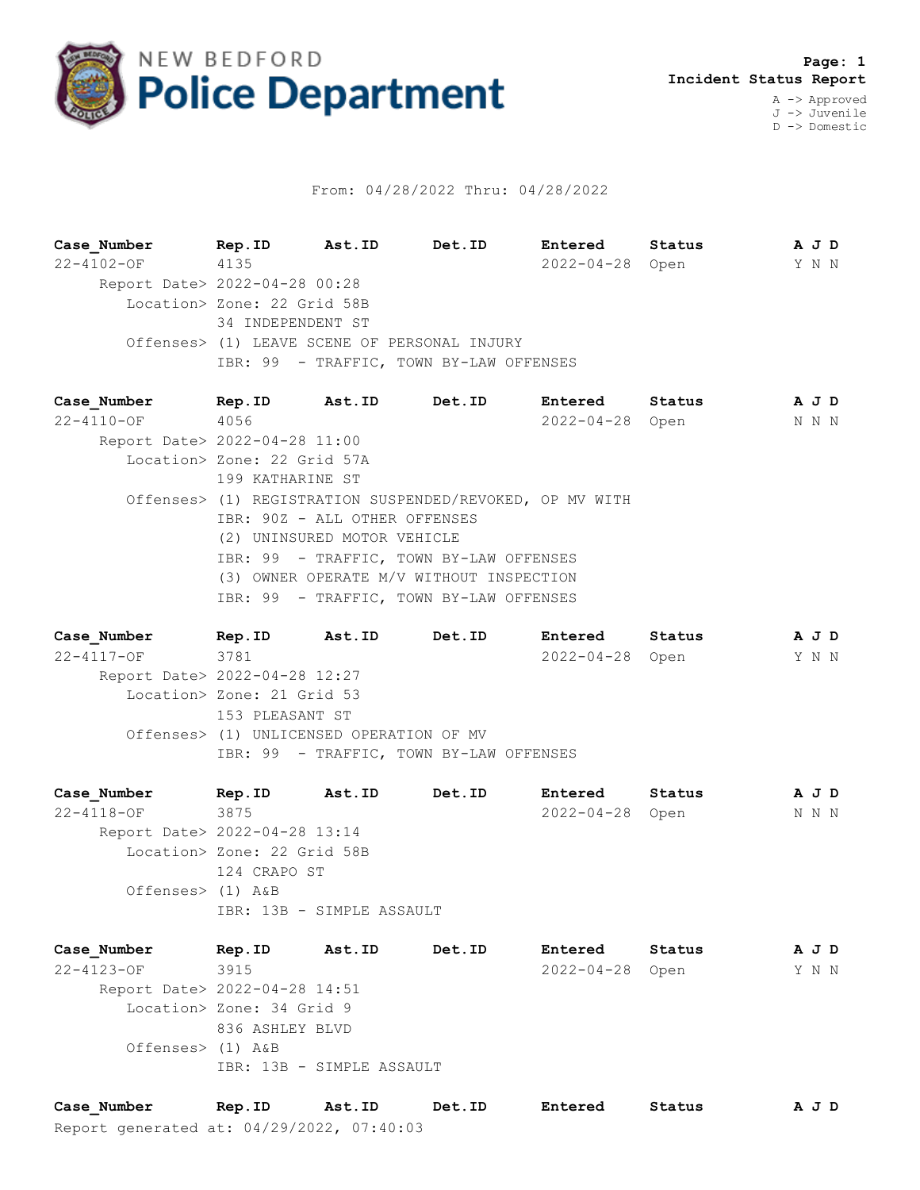# NEW BEDFORD Police Department

**Page: 1**
**Incident Status Report**

A -> Approved
J -> Juvenile
D -> Domestic

From: 04/28/2022 Thru: 04/28/2022

| Case_Number | Rep.ID | Ast.ID | Det.ID | Entered | Status | A J D |
|---|---|---|---|---|---|---|
| 22-4102-OF | 4135 | | | 2022-04-28 | Open | Y N N |

Report Date> 2022-04-28 00:28
Location> Zone: 22 Grid 58B
34 INDEPENDENT ST
Offenses> (1) LEAVE SCENE OF PERSONAL INJURY
IBR: 99 - TRAFFIC, TOWN BY-LAW OFFENSES

| Case_Number | Rep.ID | Ast.ID | Det.ID | Entered | Status | A J D |
|---|---|---|---|---|---|---|
| 22-4110-OF | 4056 | | | 2022-04-28 | Open | N N N |

Report Date> 2022-04-28 11:00
Location> Zone: 22 Grid 57A
199 KATHARINE ST
Offenses> (1) REGISTRATION SUSPENDED/REVOKED, OP MV WITH
IBR: 90Z - ALL OTHER OFFENSES
(2) UNINSURED MOTOR VEHICLE
IBR: 99 - TRAFFIC, TOWN BY-LAW OFFENSES
(3) OWNER OPERATE M/V WITHOUT INSPECTION
IBR: 99 - TRAFFIC, TOWN BY-LAW OFFENSES

| Case_Number | Rep.ID | Ast.ID | Det.ID | Entered | Status | A J D |
|---|---|---|---|---|---|---|
| 22-4117-OF | 3781 | | | 2022-04-28 | Open | Y N N |

Report Date> 2022-04-28 12:27
Location> Zone: 21 Grid 53
153 PLEASANT ST
Offenses> (1) UNLICENSED OPERATION OF MV
IBR: 99 - TRAFFIC, TOWN BY-LAW OFFENSES

| Case_Number | Rep.ID | Ast.ID | Det.ID | Entered | Status | A J D |
|---|---|---|---|---|---|---|
| 22-4118-OF | 3875 | | | 2022-04-28 | Open | N N N |

Report Date> 2022-04-28 13:14
Location> Zone: 22 Grid 58B
124 CRAPO ST
Offenses> (1) A&B
IBR: 13B - SIMPLE ASSAULT

| Case_Number | Rep.ID | Ast.ID | Det.ID | Entered | Status | A J D |
|---|---|---|---|---|---|---|
| 22-4123-OF | 3915 | | | 2022-04-28 | Open | Y N N |

Report Date> 2022-04-28 14:51
Location> Zone: 34 Grid 9
836 ASHLEY BLVD
Offenses> (1) A&B
IBR: 13B - SIMPLE ASSAULT

| Case_Number | Rep.ID | Ast.ID | Det.ID | Entered | Status | A J D |
|---|---|---|---|---|---|---|

Report generated at: 04/29/2022, 07:40:03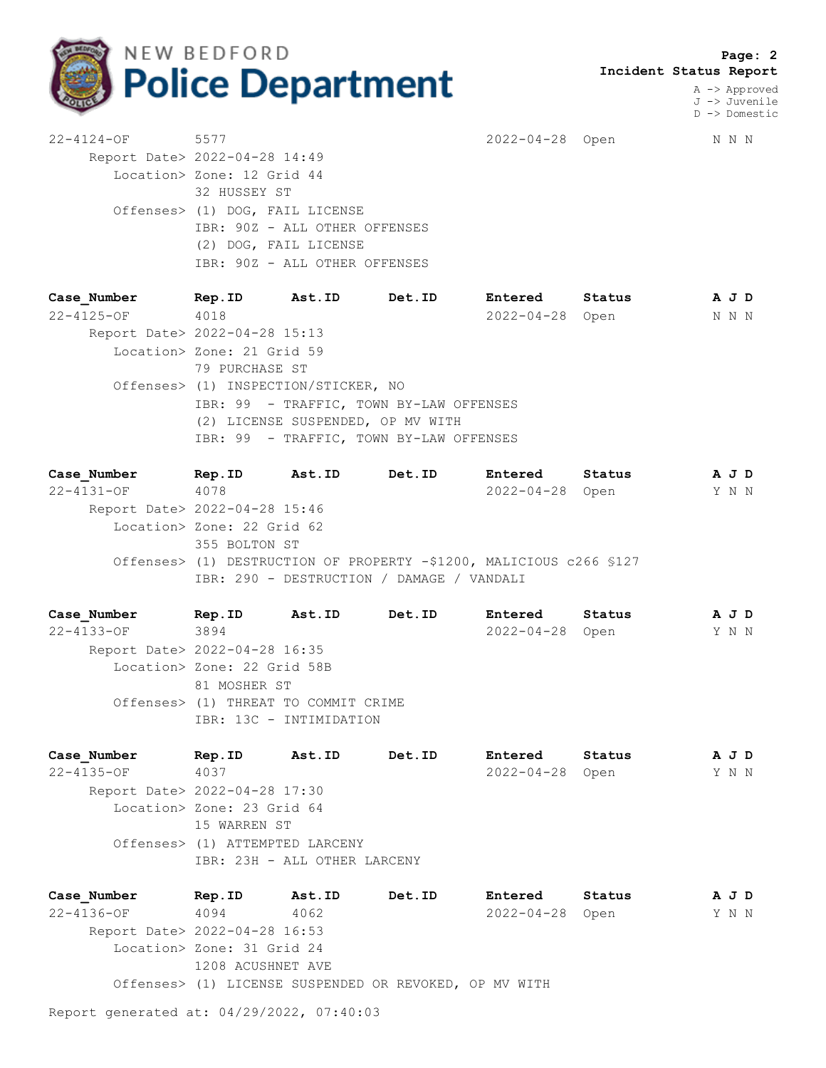**NEW BEDFORD Police Department**

**Incident Status Report**

A -> Approved
J -> Juvenile
D -> Domestic

22-4124-OF 5577 2022-04-28 Open N N N
Report Date> 2022-04-28 14:49
Location> Zone: 12 Grid 44
32 HUSSEY ST
Offenses> (1) DOG, FAIL LICENSE
IBR: 90Z - ALL OTHER OFFENSES
(2) DOG, FAIL LICENSE
IBR: 90Z - ALL OTHER OFFENSES

| Case_Number | Rep.ID | Ast.ID | Det.ID | Entered | Status | A J D |
|---|---|---|---|---|---|---|
| 22-4125-OF | 4018 | | | 2022-04-28 | Open | N N N |

Report Date> 2022-04-28 15:13
Location> Zone: 21 Grid 59
79 PURCHASE ST
Offenses> (1) INSPECTION/STICKER, NO
IBR: 99 - TRAFFIC, TOWN BY-LAW OFFENSES
(2) LICENSE SUSPENDED, OP MV WITH
IBR: 99 - TRAFFIC, TOWN BY-LAW OFFENSES

| Case_Number | Rep.ID | Ast.ID | Det.ID | Entered | Status | A J D |
|---|---|---|---|---|---|---|
| 22-4131-OF | 4078 | | | 2022-04-28 | Open | Y N N |

Report Date> 2022-04-28 15:46
Location> Zone: 22 Grid 62
355 BOLTON ST
Offenses> (1) DESTRUCTION OF PROPERTY -$1200, MALICIOUS c266 §127
IBR: 290 - DESTRUCTION / DAMAGE / VANDALI

| Case_Number | Rep.ID | Ast.ID | Det.ID | Entered | Status | A J D |
|---|---|---|---|---|---|---|
| 22-4133-OF | 3894 | | | 2022-04-28 | Open | Y N N |

Report Date> 2022-04-28 16:35
Location> Zone: 22 Grid 58B
81 MOSHER ST
Offenses> (1) THREAT TO COMMIT CRIME
IBR: 13C - INTIMIDATION

| Case_Number | Rep.ID | Ast.ID | Det.ID | Entered | Status | A J D |
|---|---|---|---|---|---|---|
| 22-4135-OF | 4037 | | | 2022-04-28 | Open | Y N N |

Report Date> 2022-04-28 17:30
Location> Zone: 23 Grid 64
15 WARREN ST
Offenses> (1) ATTEMPTED LARCENY
IBR: 23H - ALL OTHER LARCENY

| Case_Number | Rep.ID | Ast.ID | Det.ID | Entered | Status | A J D |
|---|---|---|---|---|---|---|
| 22-4136-OF | 4094 | 4062 | | 2022-04-28 | Open | Y N N |

Report Date> 2022-04-28 16:53
Location> Zone: 31 Grid 24
1208 ACUSHNET AVE
Offenses> (1) LICENSE SUSPENDED OR REVOKED, OP MV WITH

Report generated at: 04/29/2022, 07:40:03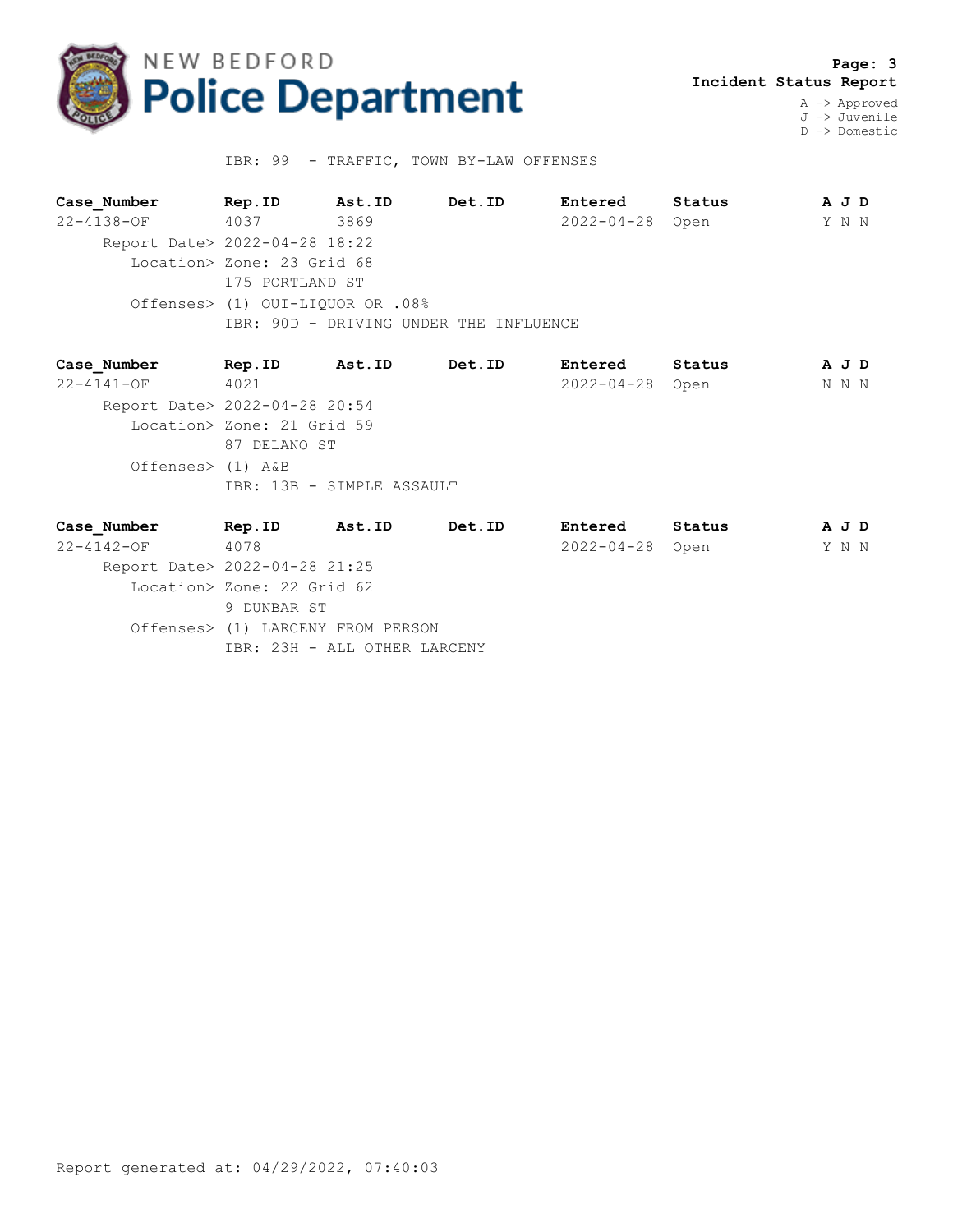# NEW BEDFORD Police Department

**Incident Status Report**

A -> Approved
J -> Juvenile
D -> Domestic

IBR: 99 - TRAFFIC, TOWN BY-LAW OFFENSES

| Case_Number | Rep.ID | Ast.ID | Det.ID | Entered | Status | A J D |
|---|---|---|---|---|---|---|
| 22-4138-OF | 4037 | 3869 | | 2022-04-28 | Open | Y N N |

Report Date> 2022-04-28 18:22
Location> Zone: 23 Grid 68
175 PORTLAND ST
Offenses> (1) OUI-LIQUOR OR .08%
IBR: 90D - DRIVING UNDER THE INFLUENCE

| Case_Number | Rep.ID | Ast.ID | Det.ID | Entered | Status | A J D |
|---|---|---|---|---|---|---|
| 22-4141-OF | 4021 | | | 2022-04-28 | Open | N N N |

Report Date> 2022-04-28 20:54
Location> Zone: 21 Grid 59
87 DELANO ST
Offenses> (1) A&B
IBR: 13B - SIMPLE ASSAULT

| Case_Number | Rep.ID | Ast.ID | Det.ID | Entered | Status | A J D |
|---|---|---|---|---|---|---|
| 22-4142-OF | 4078 | | | 2022-04-28 | Open | Y N N |

Report Date> 2022-04-28 21:25
Location> Zone: 22 Grid 62
9 DUNBAR ST
Offenses> (1) LARCENY FROM PERSON
IBR: 23H - ALL OTHER LARCENY

Report generated at: 04/29/2022, 07:40:03